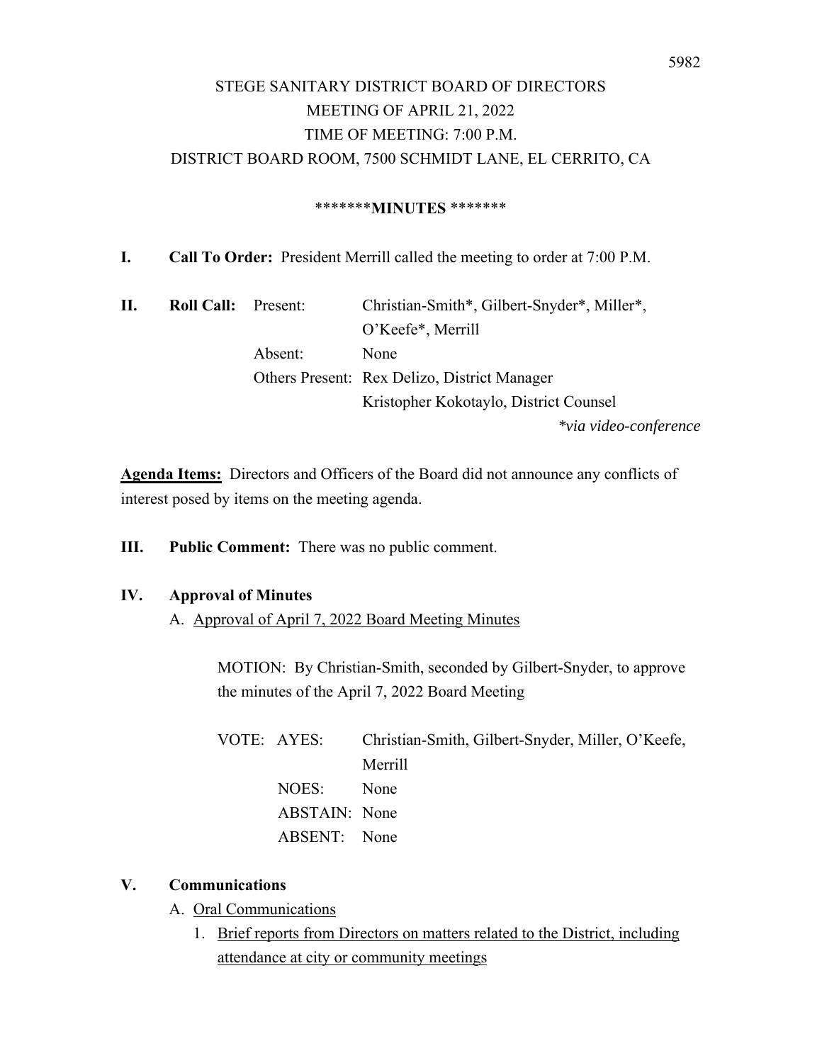# STEGE SANITARY DISTRICT BOARD OF DIRECTORS
## MEETING OF APRIL 21, 2022
## TIME OF MEETING: 7:00 P.M.
## DISTRICT BOARD ROOM, 7500 SCHMIDT LANE, EL CERRITO, CA

*******MINUTES *******

**I. Call To Order:** President Merrill called the meeting to order at 7:00 P.M.

**II. Roll Call:**

| | |
|---|---|
| Present: | Christian-Smith*, Gilbert-Snyder*, Miller*, O'Keefe*, Merrill |
| Absent: | None |
| Others Present: | Rex Delizo, District Manager |
| | Kristopher Kokotaylo, District Counsel |

*\*via video-conference*

**Agenda Items:** Directors and Officers of the Board did not announce any conflicts of interest posed by items on the meeting agenda.

**III. Public Comment:** There was no public comment.

**IV. Approval of Minutes**

A. Approval of April 7, 2022 Board Meeting Minutes

MOTION: By Christian-Smith, seconded by Gilbert-Snyder, to approve the minutes of the April 7, 2022 Board Meeting

| VOTE: | |
|---|---|
| AYES: | Christian-Smith, Gilbert-Snyder, Miller, O'Keefe, Merrill |
| NOES: | None |
| ABSTAIN: | None |
| ABSENT: | None |

**V. Communications**

A. Oral Communications

1. Brief reports from Directors on matters related to the District, including attendance at city or community meetings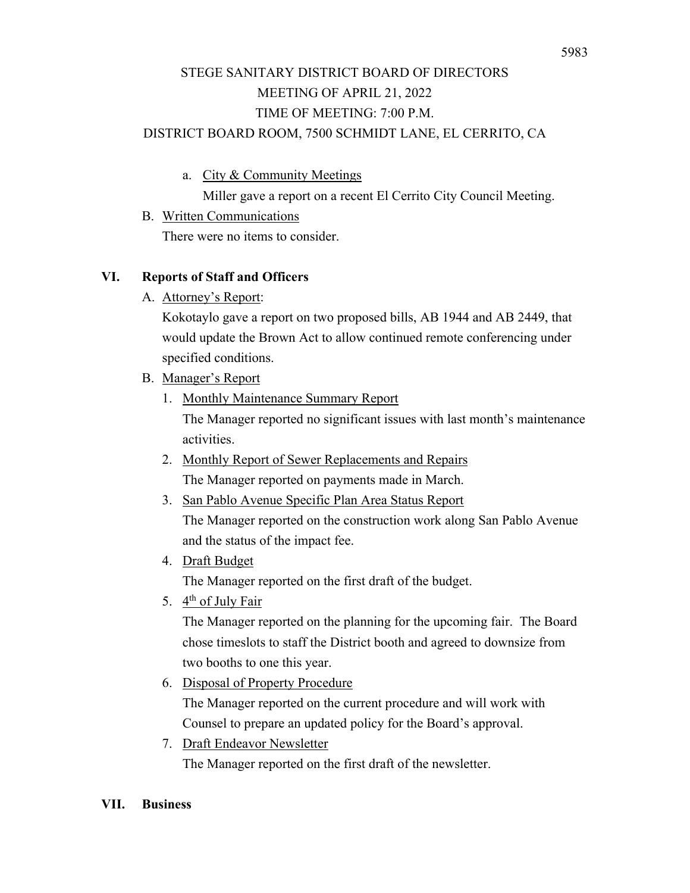STEGE SANITARY DISTRICT BOARD OF DIRECTORS
MEETING OF APRIL 21, 2022
TIME OF MEETING: 7:00 P.M.
DISTRICT BOARD ROOM, 7500 SCHMIDT LANE, EL CERRITO, CA

a. City & Community Meetings

Miller gave a report on a recent El Cerrito City Council Meeting.

B. Written Communications

There were no items to consider.

## VI. Reports of Staff and Officers

A. Attorney's Report:

Kokotaylo gave a report on two proposed bills, AB 1944 and AB 2449, that would update the Brown Act to allow continued remote conferencing under specified conditions.

B. Manager's Report

1. Monthly Maintenance Summary Report

   The Manager reported no significant issues with last month's maintenance activities.

2. Monthly Report of Sewer Replacements and Repairs

   The Manager reported on payments made in March.

3. San Pablo Avenue Specific Plan Area Status Report

   The Manager reported on the construction work along San Pablo Avenue and the status of the impact fee.

4. Draft Budget

   The Manager reported on the first draft of the budget.

5. 4th of July Fair

   The Manager reported on the planning for the upcoming fair. The Board chose timeslots to staff the District booth and agreed to downsize from two booths to one this year.

6. Disposal of Property Procedure

   The Manager reported on the current procedure and will work with Counsel to prepare an updated policy for the Board's approval.

7. Draft Endeavor Newsletter

   The Manager reported on the first draft of the newsletter.

## VII. Business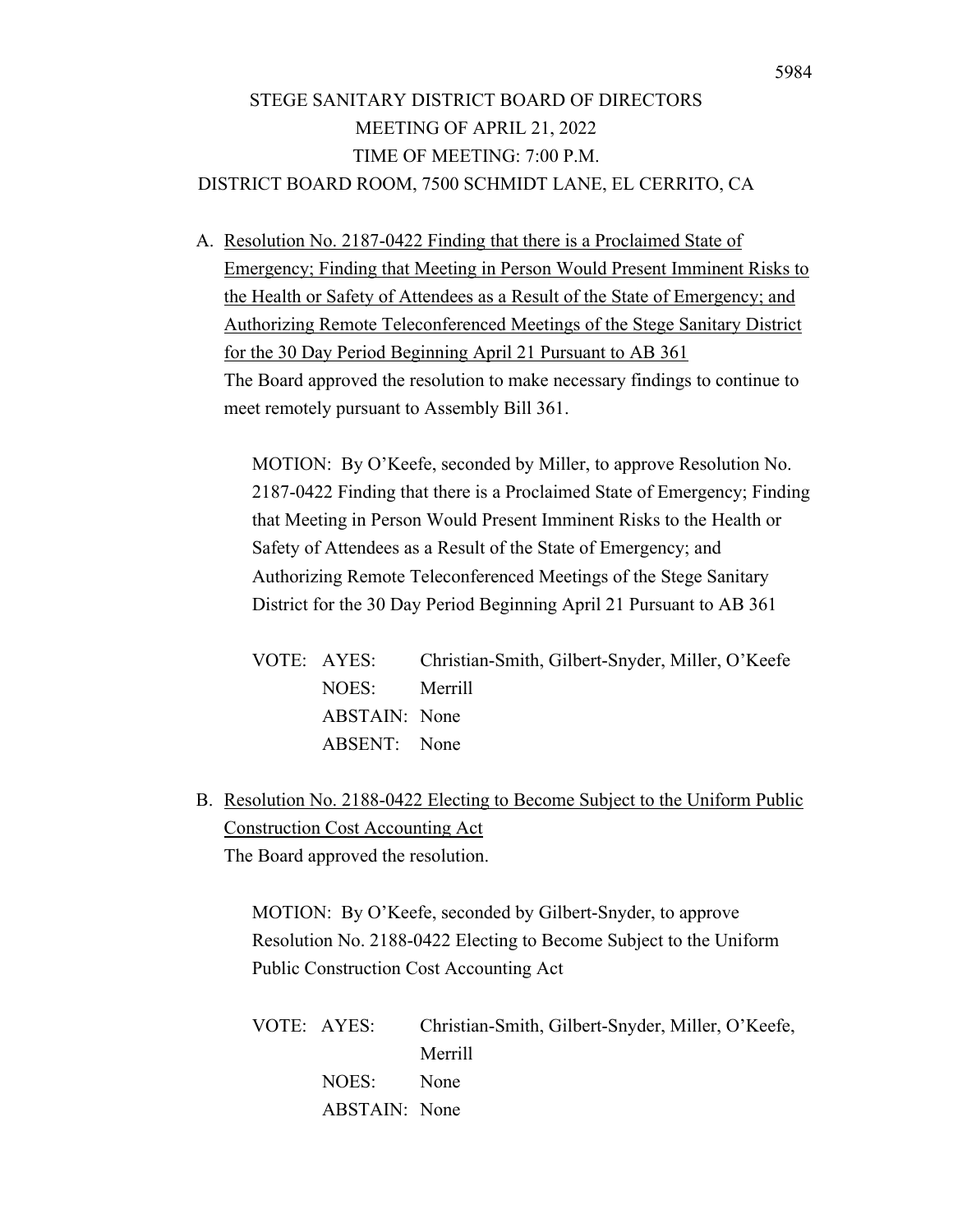# STEGE SANITARY DISTRICT BOARD OF DIRECTORS
## MEETING OF APRIL 21, 2022
## TIME OF MEETING: 7:00 P.M.
## DISTRICT BOARD ROOM, 7500 SCHMIDT LANE, EL CERRITO, CA

A. <u>Resolution No. 2187-0422 Finding that there is a Proclaimed State of Emergency; Finding that Meeting in Person Would Present Imminent Risks to the Health or Safety of Attendees as a Result of the State of Emergency; and Authorizing Remote Teleconferenced Meetings of the Stege Sanitary District for the 30 Day Period Beginning April 21 Pursuant to AB 361</u>
The Board approved the resolution to make necessary findings to continue to meet remotely pursuant to Assembly Bill 361.

MOTION: By O'Keefe, seconded by Miller, to approve Resolution No. 2187-0422 Finding that there is a Proclaimed State of Emergency; Finding that Meeting in Person Would Present Imminent Risks to the Health or Safety of Attendees as a Result of the State of Emergency; and Authorizing Remote Teleconferenced Meetings of the Stege Sanitary District for the 30 Day Period Beginning April 21 Pursuant to AB 361

VOTE:
- AYES: Christian-Smith, Gilbert-Snyder, Miller, O'Keefe
- NOES: Merrill
- ABSTAIN: None
- ABSENT: None

B. <u>Resolution No. 2188-0422 Electing to Become Subject to the Uniform Public Construction Cost Accounting Act</u>
The Board approved the resolution.

MOTION: By O'Keefe, seconded by Gilbert-Snyder, to approve Resolution No. 2188-0422 Electing to Become Subject to the Uniform Public Construction Cost Accounting Act

VOTE:
- AYES: Christian-Smith, Gilbert-Snyder, Miller, O'Keefe, Merrill
- NOES: None
- ABSTAIN: None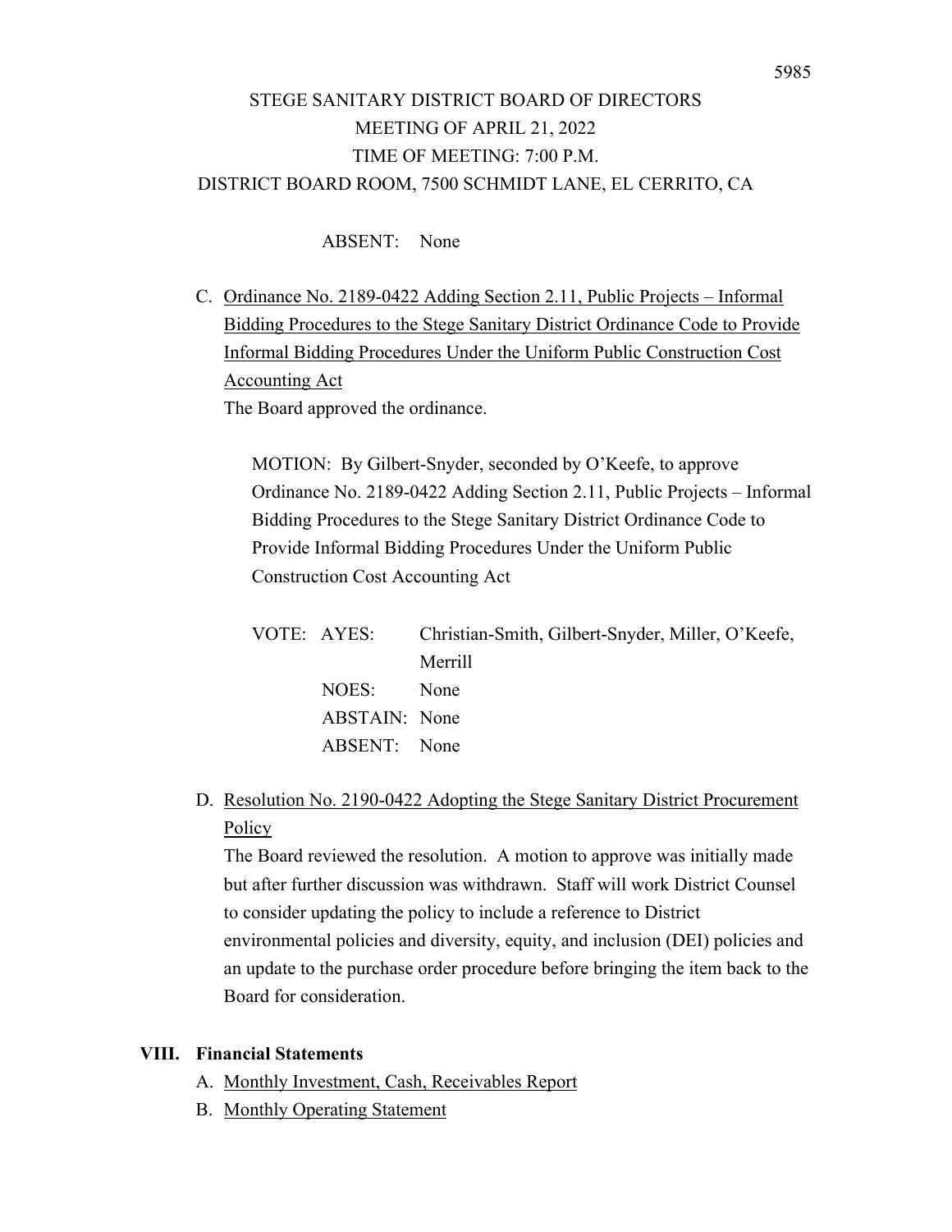STEGE SANITARY DISTRICT BOARD OF DIRECTORS
MEETING OF APRIL 21, 2022
TIME OF MEETING: 7:00 P.M.
DISTRICT BOARD ROOM, 7500 SCHMIDT LANE, EL CERRITO, CA

ABSENT: None

C. Ordinance No. 2189-0422 Adding Section 2.11, Public Projects – Informal Bidding Procedures to the Stege Sanitary District Ordinance Code to Provide Informal Bidding Procedures Under the Uniform Public Construction Cost Accounting Act

The Board approved the ordinance.

MOTION: By Gilbert-Snyder, seconded by O'Keefe, to approve Ordinance No. 2189-0422 Adding Section 2.11, Public Projects – Informal Bidding Procedures to the Stege Sanitary District Ordinance Code to Provide Informal Bidding Procedures Under the Uniform Public Construction Cost Accounting Act

VOTE: AYES: Christian-Smith, Gilbert-Snyder, Miller, O'Keefe, Merrill
NOES: None
ABSTAIN: None
ABSENT: None

D. Resolution No. 2190-0422 Adopting the Stege Sanitary District Procurement Policy

The Board reviewed the resolution. A motion to approve was initially made but after further discussion was withdrawn. Staff will work District Counsel to consider updating the policy to include a reference to District environmental policies and diversity, equity, and inclusion (DEI) policies and an update to the purchase order procedure before bringing the item back to the Board for consideration.

## VIII. Financial Statements

A. Monthly Investment, Cash, Receivables Report

B. Monthly Operating Statement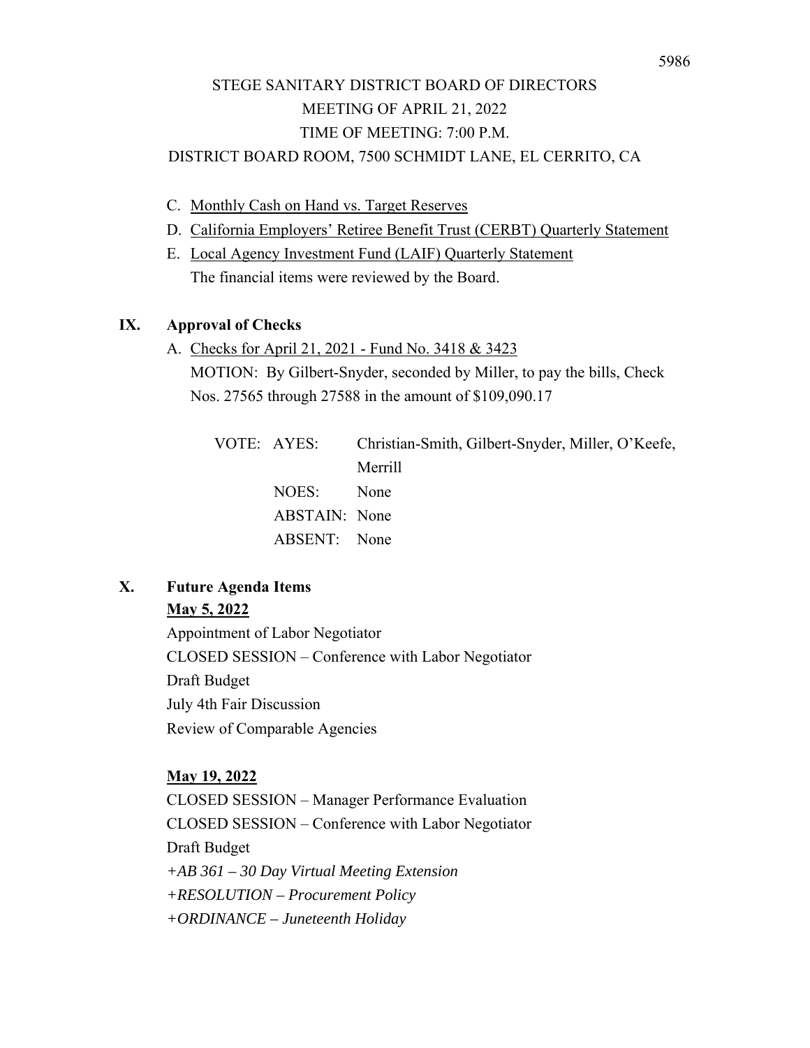STEGE SANITARY DISTRICT BOARD OF DIRECTORS
MEETING OF APRIL 21, 2022
TIME OF MEETING: 7:00 P.M.
DISTRICT BOARD ROOM, 7500 SCHMIDT LANE, EL CERRITO, CA

C. Monthly Cash on Hand vs. Target Reserves

D. California Employers' Retiree Benefit Trust (CERBT) Quarterly Statement

E. Local Agency Investment Fund (LAIF) Quarterly Statement
The financial items were reviewed by the Board.

## IX. Approval of Checks

A. Checks for April 21, 2021 - Fund No. 3418 & 3423
MOTION: By Gilbert-Snyder, seconded by Miller, to pay the bills, Check Nos. 27565 through 27588 in the amount of $109,090.17

VOTE: AYES: Christian-Smith, Gilbert-Snyder, Miller, O'Keefe, Merrill
NOES: None
ABSTAIN: None
ABSENT: None

## X. Future Agenda Items

**May 5, 2022**

Appointment of Labor Negotiator
CLOSED SESSION – Conference with Labor Negotiator
Draft Budget
July 4th Fair Discussion
Review of Comparable Agencies

**May 19, 2022**

CLOSED SESSION – Manager Performance Evaluation
CLOSED SESSION – Conference with Labor Negotiator
Draft Budget
*+AB 361 – 30 Day Virtual Meeting Extension*
*+RESOLUTION – Procurement Policy*
*+ORDINANCE – Juneteenth Holiday*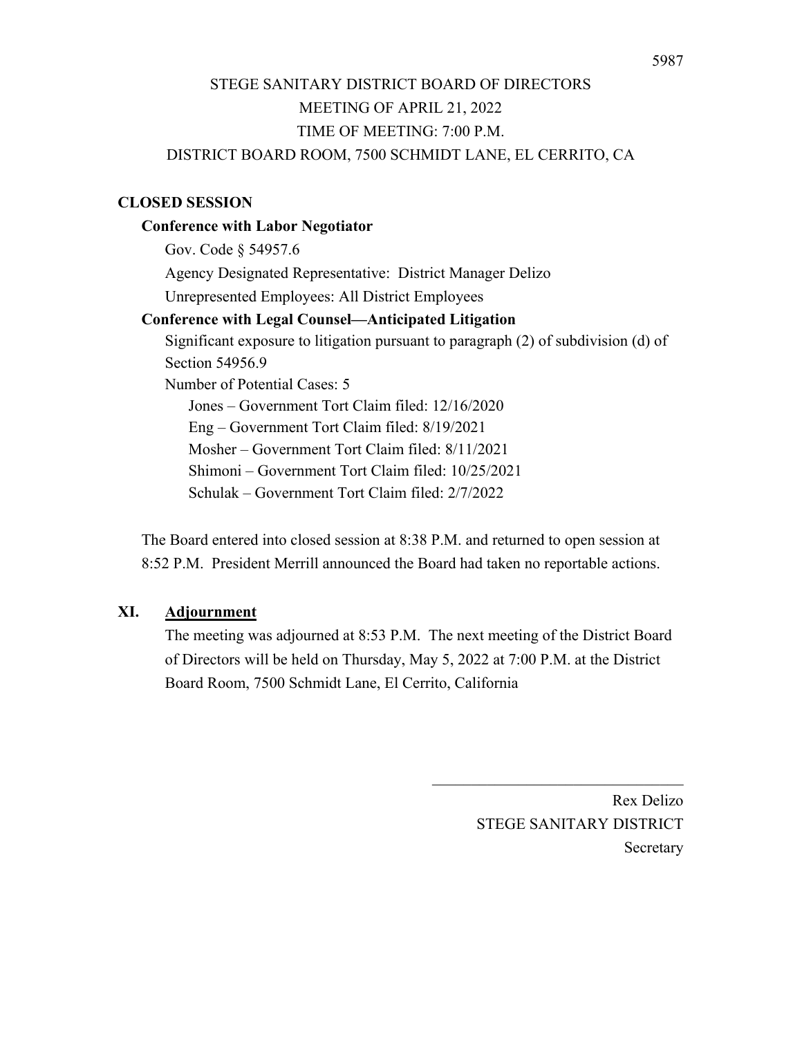STEGE SANITARY DISTRICT BOARD OF DIRECTORS
MEETING OF APRIL 21, 2022
TIME OF MEETING: 7:00 P.M.
DISTRICT BOARD ROOM, 7500 SCHMIDT LANE, EL CERRITO, CA

**CLOSED SESSION**

**Conference with Labor Negotiator**

Gov. Code § 54957.6

Agency Designated Representative: District Manager Delizo

Unrepresented Employees: All District Employees

**Conference with Legal Counsel—Anticipated Litigation**

Significant exposure to litigation pursuant to paragraph (2) of subdivision (d) of Section 54956.9

Number of Potential Cases: 5

Jones – Government Tort Claim filed: 12/16/2020
Eng – Government Tort Claim filed: 8/19/2021
Mosher – Government Tort Claim filed: 8/11/2021
Shimoni – Government Tort Claim filed: 10/25/2021
Schulak – Government Tort Claim filed: 2/7/2022

The Board entered into closed session at 8:38 P.M. and returned to open session at 8:52 P.M. President Merrill announced the Board had taken no reportable actions.

**XI. Adjournment**

The meeting was adjourned at 8:53 P.M. The next meeting of the District Board of Directors will be held on Thursday, May 5, 2022 at 7:00 P.M. at the District Board Room, 7500 Schmidt Lane, El Cerrito, California

_________________________________

Rex Delizo
STEGE SANITARY DISTRICT
Secretary